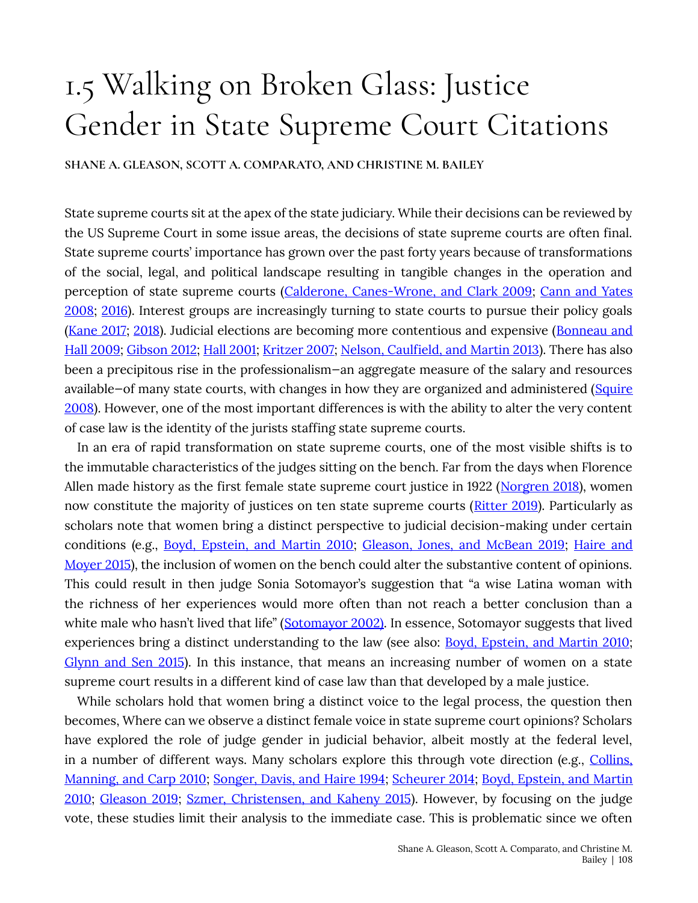# 1.5 Walking on Broken Glass: Justice Gender in State Supreme Court Citations

**SHANE A. GLEASON, SCOTT A. COMPARATO, AND CHRISTINE M. BAILEY**

State supreme courts sit at the apex of the state judiciary. While their decisions can be reviewed by the US Supreme Court in some issue areas, the decisions of state supreme courts are often final. State supreme courts' importance has grown over the past forty years because of transformations of the social, legal, and political landscape resulting in tangible changes in the operation and perception of state supreme courts (Calderone, Canes-Wrone, and Clark 2009; Cann and Yates 2008; 2016). Interest groups are increasingly turning to state courts to pursue their policy goals (Kane 2017; 2018). Judicial elections are becoming more contentious and expensive (Bonneau and Hall 2009; Gibson 2012; Hall 2001; Kritzer 2007; Nelson, Caulfield, and Martin 2013). There has also been a precipitous rise in the professionalism—an aggregate measure of the salary and resources available—of many state courts, with changes in how they are organized and administered (Squire 2008). However, one of the most important differences is with the ability to alter the very content of case law is the identity of the jurists staffing state supreme courts.

In an era of rapid transformation on state supreme courts, one of the most visible shifts is to the immutable characteristics of the judges sitting on the bench. Far from the days when Florence Allen made history as the first female state supreme court justice in 1922 (Norgren 2018), women now constitute the majority of justices on ten state supreme courts (Ritter 2019). Particularly as scholars note that women bring a distinct perspective to judicial decision-making under certain conditions (e.g., Boyd, Epstein, and Martin 2010; Gleason, Jones, and McBean 2019; Haire and Moyer 2015), the inclusion of women on the bench could alter the substantive content of opinions. This could result in then judge Sonia Sotomayor's suggestion that "a wise Latina woman with the richness of her experiences would more often than not reach a better conclusion than a white male who hasn't lived that life" (Sotomayor 2002). In essence, Sotomayor suggests that lived experiences bring a distinct understanding to the law (see also: Boyd, Epstein, and Martin 2010; Glynn and Sen 2015). In this instance, that means an increasing number of women on a state supreme court results in a different kind of case law than that developed by a male justice.

While scholars hold that women bring a distinct voice to the legal process, the question then becomes, Where can we observe a distinct female voice in state supreme court opinions? Scholars have explored the role of judge gender in judicial behavior, albeit mostly at the federal level, in a number of different ways. Many scholars explore this through vote direction (e.g., Collins, Manning, and Carp 2010; Songer, Davis, and Haire 1994; Scheurer 2014; Boyd, Epstein, and Martin 2010; Gleason 2019; Szmer, Christensen, and Kaheny 2015). However, by focusing on the judge vote, these studies limit their analysis to the immediate case. This is problematic since we often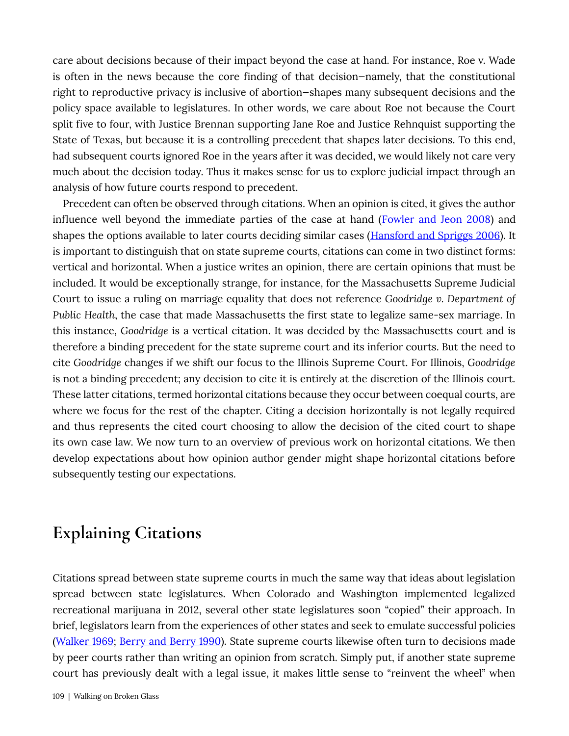care about decisions because of their impact beyond the case at hand. For instance, Roe v. Wade is often in the news because the core finding of that decision—namely, that the constitutional right to reproductive privacy is inclusive of abortion—shapes many subsequent decisions and the policy space available to legislatures. In other words, we care about Roe not because the Court split five to four, with Justice Brennan supporting Jane Roe and Justice Rehnquist supporting the State of Texas, but because it is a controlling precedent that shapes later decisions. To this end, had subsequent courts ignored Roe in the years after it was decided, we would likely not care very much about the decision today. Thus it makes sense for us to explore judicial impact through an analysis of how future courts respond to precedent.

Precedent can often be observed through citations. When an opinion is cited, it gives the author influence well beyond the immediate parties of the case at hand (Fowler and Jeon 2008) and shapes the options available to later courts deciding similar cases (Hansford and Spriggs 2006). It is important to distinguish that on state supreme courts, citations can come in two distinct forms: vertical and horizontal. When a justice writes an opinion, there are certain opinions that must be included. It would be exceptionally strange, for instance, for the Massachusetts Supreme Judicial Court to issue a ruling on marriage equality that does not reference *Goodridge v. Department of Public Health*, the case that made Massachusetts the first state to legalize same-sex marriage. In this instance, *Goodridge* is a vertical citation. It was decided by the Massachusetts court and is therefore a binding precedent for the state supreme court and its inferior courts. But the need to cite *Goodridge* changes if we shift our focus to the Illinois Supreme Court. For Illinois, *Goodridge* is not a binding precedent; any decision to cite it is entirely at the discretion of the Illinois court. These latter citations, termed horizontal citations because they occur between coequal courts, are where we focus for the rest of the chapter. Citing a decision horizontally is not legally required and thus represents the cited court choosing to allow the decision of the cited court to shape its own case law. We now turn to an overview of previous work on horizontal citations. We then develop expectations about how opinion author gender might shape horizontal citations before subsequently testing our expectations.

## Explaining Citations

Citations spread between state supreme courts in much the same way that ideas about legislation spread between state legislatures. When Colorado and Washington implemented legalized recreational marijuana in 2012, several other state legislatures soon "copied" their approach. In brief, legislators learn from the experiences of other states and seek to emulate successful policies (Walker 1969; Berry and Berry 1990). State supreme courts likewise often turn to decisions made by peer courts rather than writing an opinion from scratch. Simply put, if another state supreme court has previously dealt with a legal issue, it makes little sense to "reinvent the wheel" when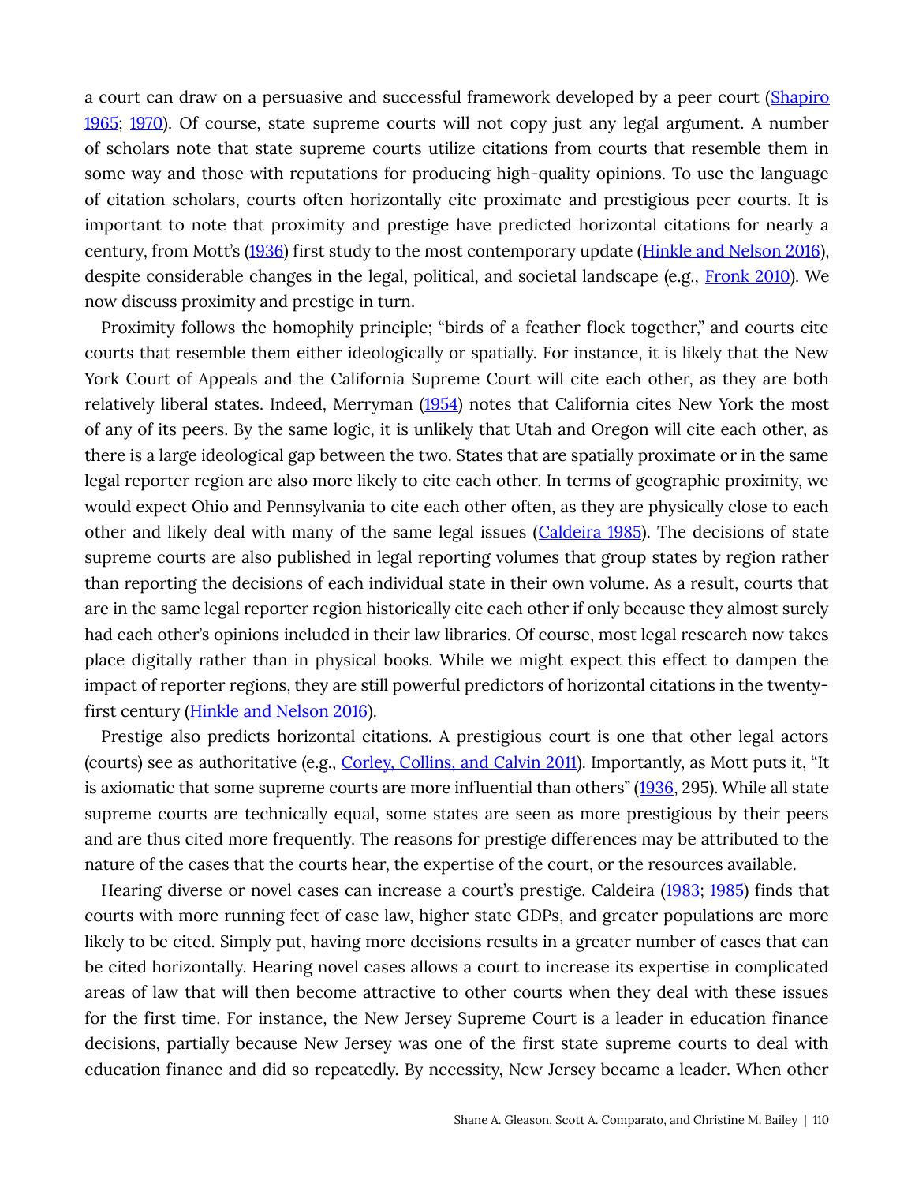a court can draw on a persuasive and successful framework developed by a peer court (Shapiro 1965; 1970). Of course, state supreme courts will not copy just any legal argument. A number of scholars note that state supreme courts utilize citations from courts that resemble them in some way and those with reputations for producing high-quality opinions. To use the language of citation scholars, courts often horizontally cite proximate and prestigious peer courts. It is important to note that proximity and prestige have predicted horizontal citations for nearly a century, from Mott's (1936) first study to the most contemporary update (Hinkle and Nelson 2016), despite considerable changes in the legal, political, and societal landscape (e.g., Fronk 2010). We now discuss proximity and prestige in turn.

Proximity follows the homophily principle; "birds of a feather flock together," and courts cite courts that resemble them either ideologically or spatially. For instance, it is likely that the New York Court of Appeals and the California Supreme Court will cite each other, as they are both relatively liberal states. Indeed, Merryman (1954) notes that California cites New York the most of any of its peers. By the same logic, it is unlikely that Utah and Oregon will cite each other, as there is a large ideological gap between the two. States that are spatially proximate or in the same legal reporter region are also more likely to cite each other. In terms of geographic proximity, we would expect Ohio and Pennsylvania to cite each other often, as they are physically close to each other and likely deal with many of the same legal issues (Caldeira 1985). The decisions of state supreme courts are also published in legal reporting volumes that group states by region rather than reporting the decisions of each individual state in their own volume. As a result, courts that are in the same legal reporter region historically cite each other if only because they almost surely had each other's opinions included in their law libraries. Of course, most legal research now takes place digitally rather than in physical books. While we might expect this effect to dampen the impact of reporter regions, they are still powerful predictors of horizontal citations in the twenty-first century (Hinkle and Nelson 2016).

Prestige also predicts horizontal citations. A prestigious court is one that other legal actors (courts) see as authoritative (e.g., Corley, Collins, and Calvin 2011). Importantly, as Mott puts it, "It is axiomatic that some supreme courts are more influential than others" (1936, 295). While all state supreme courts are technically equal, some states are seen as more prestigious by their peers and are thus cited more frequently. The reasons for prestige differences may be attributed to the nature of the cases that the courts hear, the expertise of the court, or the resources available.

Hearing diverse or novel cases can increase a court's prestige. Caldeira (1983; 1985) finds that courts with more running feet of case law, higher state GDPs, and greater populations are more likely to be cited. Simply put, having more decisions results in a greater number of cases that can be cited horizontally. Hearing novel cases allows a court to increase its expertise in complicated areas of law that will then become attractive to other courts when they deal with these issues for the first time. For instance, the New Jersey Supreme Court is a leader in education finance decisions, partially because New Jersey was one of the first state supreme courts to deal with education finance and did so repeatedly. By necessity, New Jersey became a leader. When other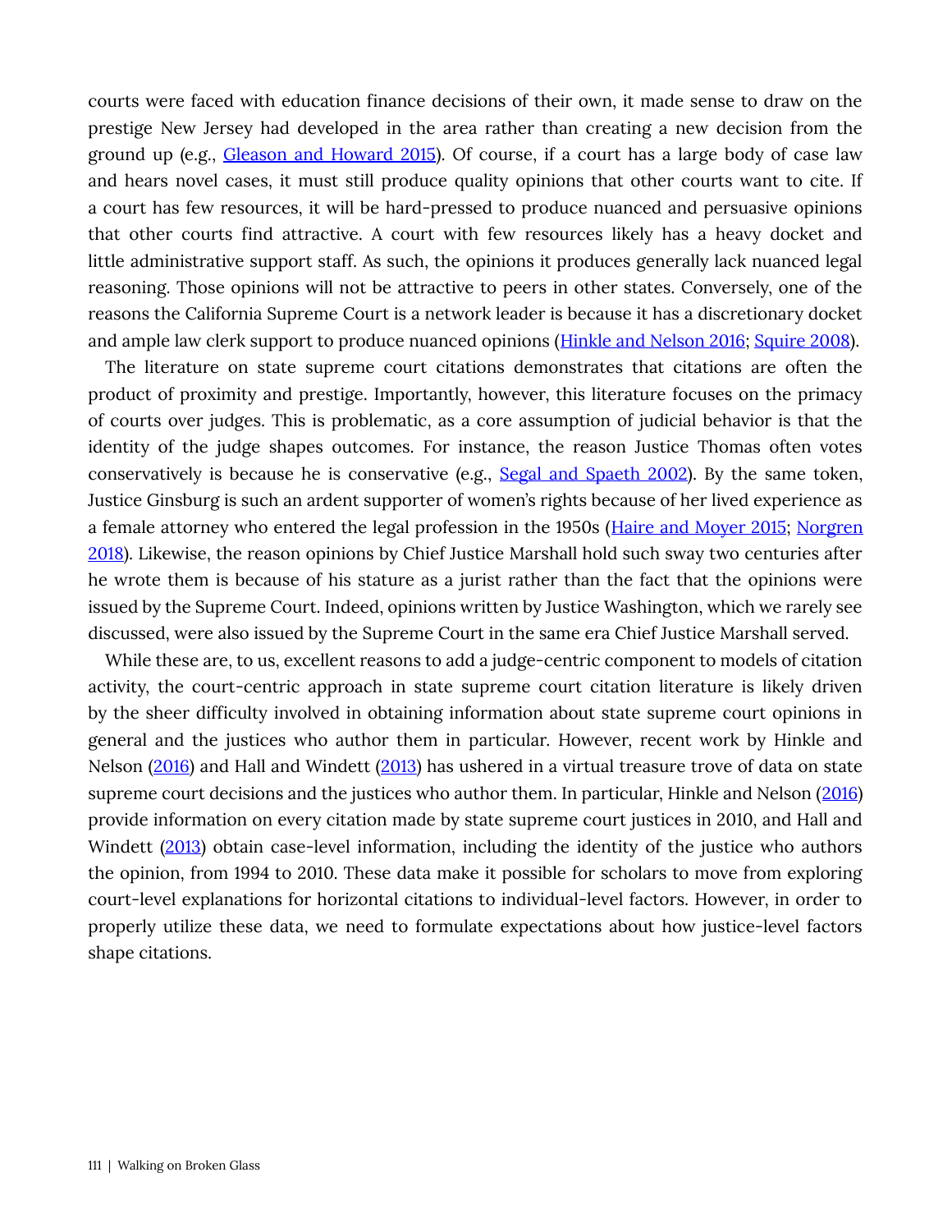courts were faced with education finance decisions of their own, it made sense to draw on the prestige New Jersey had developed in the area rather than creating a new decision from the ground up (e.g., Gleason and Howard 2015). Of course, if a court has a large body of case law and hears novel cases, it must still produce quality opinions that other courts want to cite. If a court has few resources, it will be hard-pressed to produce nuanced and persuasive opinions that other courts find attractive. A court with few resources likely has a heavy docket and little administrative support staff. As such, the opinions it produces generally lack nuanced legal reasoning. Those opinions will not be attractive to peers in other states. Conversely, one of the reasons the California Supreme Court is a network leader is because it has a discretionary docket and ample law clerk support to produce nuanced opinions (Hinkle and Nelson 2016; Squire 2008).

The literature on state supreme court citations demonstrates that citations are often the product of proximity and prestige. Importantly, however, this literature focuses on the primacy of courts over judges. This is problematic, as a core assumption of judicial behavior is that the identity of the judge shapes outcomes. For instance, the reason Justice Thomas often votes conservatively is because he is conservative (e.g., Segal and Spaeth 2002). By the same token, Justice Ginsburg is such an ardent supporter of women's rights because of her lived experience as a female attorney who entered the legal profession in the 1950s (Haire and Moyer 2015; Norgren 2018). Likewise, the reason opinions by Chief Justice Marshall hold such sway two centuries after he wrote them is because of his stature as a jurist rather than the fact that the opinions were issued by the Supreme Court. Indeed, opinions written by Justice Washington, which we rarely see discussed, were also issued by the Supreme Court in the same era Chief Justice Marshall served.

While these are, to us, excellent reasons to add a judge-centric component to models of citation activity, the court-centric approach in state supreme court citation literature is likely driven by the sheer difficulty involved in obtaining information about state supreme court opinions in general and the justices who author them in particular. However, recent work by Hinkle and Nelson (2016) and Hall and Windett (2013) has ushered in a virtual treasure trove of data on state supreme court decisions and the justices who author them. In particular, Hinkle and Nelson (2016) provide information on every citation made by state supreme court justices in 2010, and Hall and Windett (2013) obtain case-level information, including the identity of the justice who authors the opinion, from 1994 to 2010. These data make it possible for scholars to move from exploring court-level explanations for horizontal citations to individual-level factors. However, in order to properly utilize these data, we need to formulate expectations about how justice-level factors shape citations.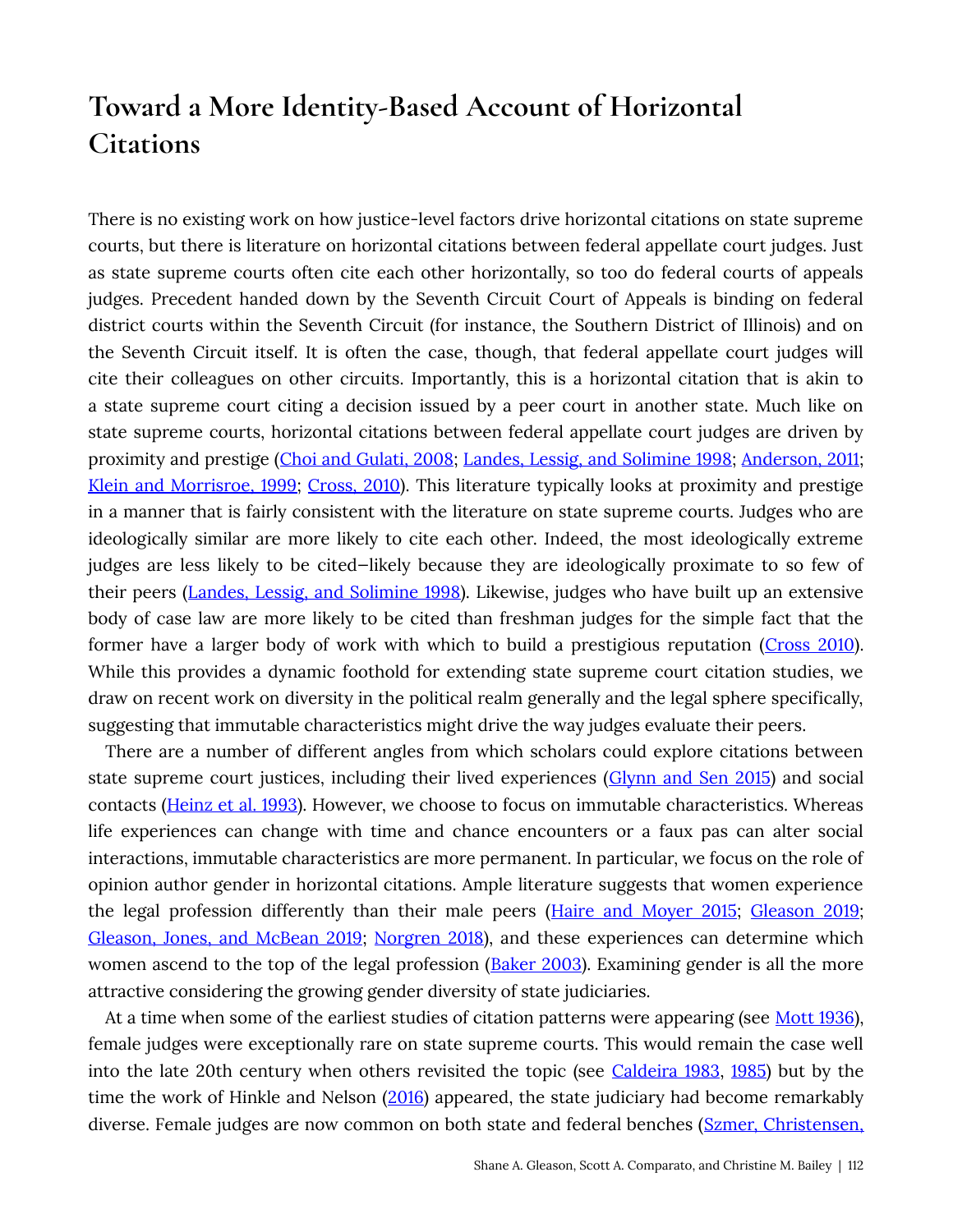## Toward a More Identity-Based Account of Horizontal Citations

There is no existing work on how justice-level factors drive horizontal citations on state supreme courts, but there is literature on horizontal citations between federal appellate court judges. Just as state supreme courts often cite each other horizontally, so too do federal courts of appeals judges. Precedent handed down by the Seventh Circuit Court of Appeals is binding on federal district courts within the Seventh Circuit (for instance, the Southern District of Illinois) and on the Seventh Circuit itself. It is often the case, though, that federal appellate court judges will cite their colleagues on other circuits. Importantly, this is a horizontal citation that is akin to a state supreme court citing a decision issued by a peer court in another state. Much like on state supreme courts, horizontal citations between federal appellate court judges are driven by proximity and prestige (Choi and Gulati, 2008; Landes, Lessig, and Solimine 1998; Anderson, 2011; Klein and Morrisroe, 1999; Cross, 2010). This literature typically looks at proximity and prestige in a manner that is fairly consistent with the literature on state supreme courts. Judges who are ideologically similar are more likely to cite each other. Indeed, the most ideologically extreme judges are less likely to be cited—likely because they are ideologically proximate to so few of their peers (Landes, Lessig, and Solimine 1998). Likewise, judges who have built up an extensive body of case law are more likely to be cited than freshman judges for the simple fact that the former have a larger body of work with which to build a prestigious reputation (Cross 2010). While this provides a dynamic foothold for extending state supreme court citation studies, we draw on recent work on diversity in the political realm generally and the legal sphere specifically, suggesting that immutable characteristics might drive the way judges evaluate their peers.

There are a number of different angles from which scholars could explore citations between state supreme court justices, including their lived experiences (Glynn and Sen 2015) and social contacts (Heinz et al. 1993). However, we choose to focus on immutable characteristics. Whereas life experiences can change with time and chance encounters or a faux pas can alter social interactions, immutable characteristics are more permanent. In particular, we focus on the role of opinion author gender in horizontal citations. Ample literature suggests that women experience the legal profession differently than their male peers (Haire and Moyer 2015; Gleason 2019; Gleason, Jones, and McBean 2019; Norgren 2018), and these experiences can determine which women ascend to the top of the legal profession (Baker 2003). Examining gender is all the more attractive considering the growing gender diversity of state judiciaries.

At a time when some of the earliest studies of citation patterns were appearing (see Mott 1936), female judges were exceptionally rare on state supreme courts. This would remain the case well into the late 20th century when others revisited the topic (see Caldeira 1983, 1985) but by the time the work of Hinkle and Nelson (2016) appeared, the state judiciary had become remarkably diverse. Female judges are now common on both state and federal benches (Szmer, Christensen,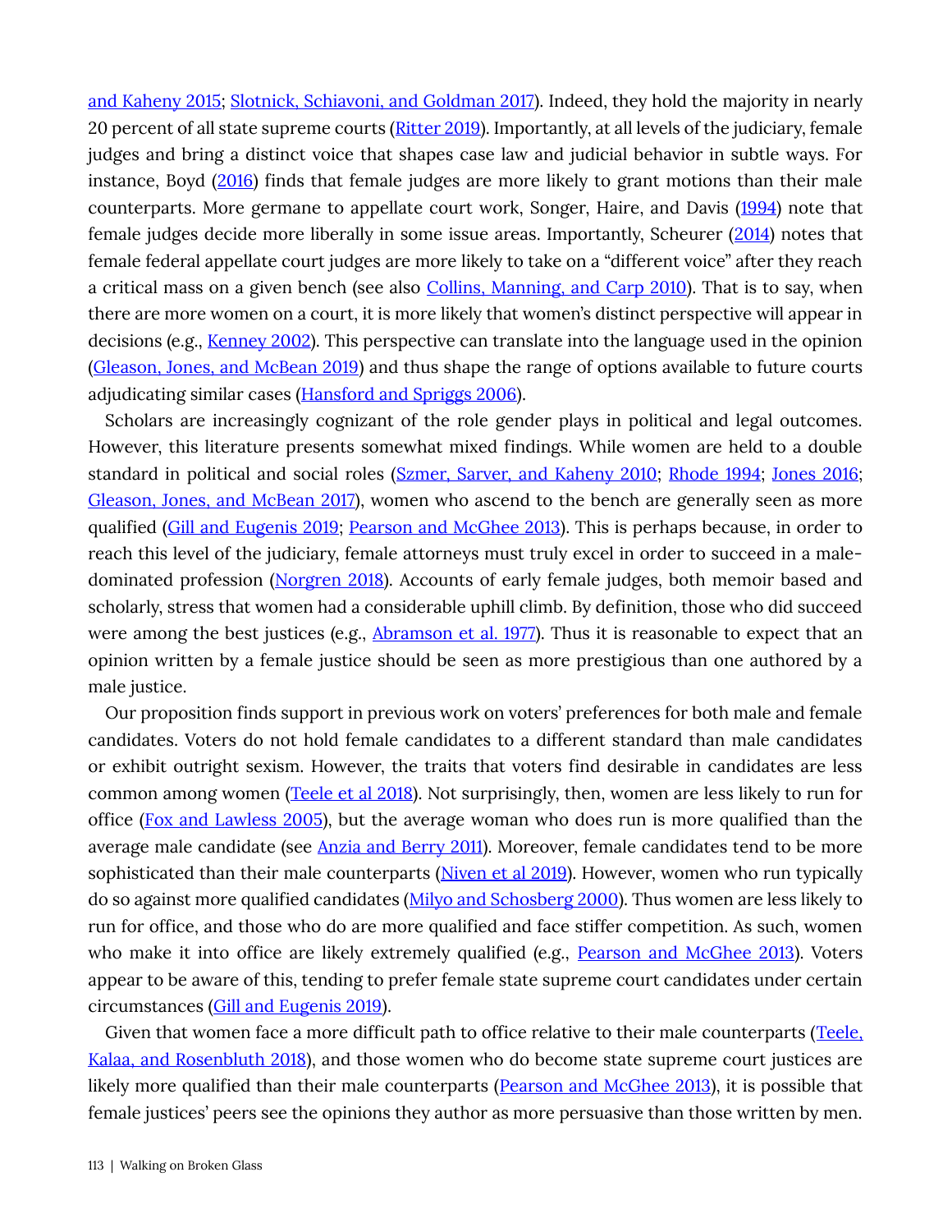and Kaheny 2015; Slotnick, Schiavoni, and Goldman 2017). Indeed, they hold the majority in nearly 20 percent of all state supreme courts (Ritter 2019). Importantly, at all levels of the judiciary, female judges and bring a distinct voice that shapes case law and judicial behavior in subtle ways. For instance, Boyd (2016) finds that female judges are more likely to grant motions than their male counterparts. More germane to appellate court work, Songer, Haire, and Davis (1994) note that female judges decide more liberally in some issue areas. Importantly, Scheurer (2014) notes that female federal appellate court judges are more likely to take on a "different voice" after they reach a critical mass on a given bench (see also Collins, Manning, and Carp 2010). That is to say, when there are more women on a court, it is more likely that women's distinct perspective will appear in decisions (e.g., Kenney 2002). This perspective can translate into the language used in the opinion (Gleason, Jones, and McBean 2019) and thus shape the range of options available to future courts adjudicating similar cases (Hansford and Spriggs 2006).

Scholars are increasingly cognizant of the role gender plays in political and legal outcomes. However, this literature presents somewhat mixed findings. While women are held to a double standard in political and social roles (Szmer, Sarver, and Kaheny 2010; Rhode 1994; Jones 2016; Gleason, Jones, and McBean 2017), women who ascend to the bench are generally seen as more qualified (Gill and Eugenis 2019; Pearson and McGhee 2013). This is perhaps because, in order to reach this level of the judiciary, female attorneys must truly excel in order to succeed in a male-dominated profession (Norgren 2018). Accounts of early female judges, both memoir based and scholarly, stress that women had a considerable uphill climb. By definition, those who did succeed were among the best justices (e.g., Abramson et al. 1977). Thus it is reasonable to expect that an opinion written by a female justice should be seen as more prestigious than one authored by a male justice.

Our proposition finds support in previous work on voters' preferences for both male and female candidates. Voters do not hold female candidates to a different standard than male candidates or exhibit outright sexism. However, the traits that voters find desirable in candidates are less common among women (Teele et al 2018). Not surprisingly, then, women are less likely to run for office (Fox and Lawless 2005), but the average woman who does run is more qualified than the average male candidate (see Anzia and Berry 2011). Moreover, female candidates tend to be more sophisticated than their male counterparts (Niven et al 2019). However, women who run typically do so against more qualified candidates (Milyo and Schosberg 2000). Thus women are less likely to run for office, and those who do are more qualified and face stiffer competition. As such, women who make it into office are likely extremely qualified (e.g., Pearson and McGhee 2013). Voters appear to be aware of this, tending to prefer female state supreme court candidates under certain circumstances (Gill and Eugenis 2019).

Given that women face a more difficult path to office relative to their male counterparts (Teele, Kalaa, and Rosenbluth 2018), and those women who do become state supreme court justices are likely more qualified than their male counterparts (Pearson and McGhee 2013), it is possible that female justices' peers see the opinions they author as more persuasive than those written by men.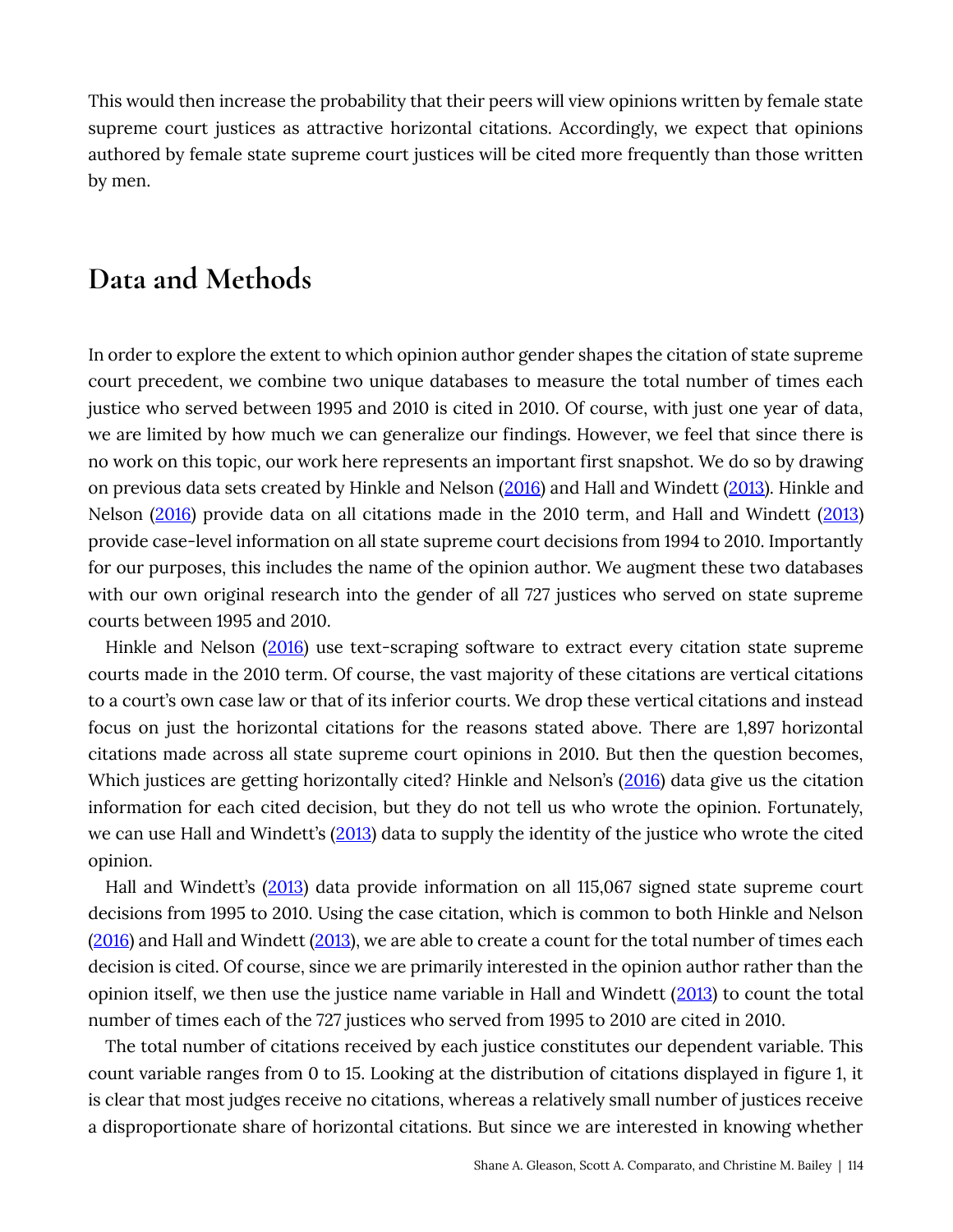This would then increase the probability that their peers will view opinions written by female state supreme court justices as attractive horizontal citations. Accordingly, we expect that opinions authored by female state supreme court justices will be cited more frequently than those written by men.

## Data and Methods

In order to explore the extent to which opinion author gender shapes the citation of state supreme court precedent, we combine two unique databases to measure the total number of times each justice who served between 1995 and 2010 is cited in 2010. Of course, with just one year of data, we are limited by how much we can generalize our findings. However, we feel that since there is no work on this topic, our work here represents an important first snapshot. We do so by drawing on previous data sets created by Hinkle and Nelson (2016) and Hall and Windett (2013). Hinkle and Nelson (2016) provide data on all citations made in the 2010 term, and Hall and Windett (2013) provide case-level information on all state supreme court decisions from 1994 to 2010. Importantly for our purposes, this includes the name of the opinion author. We augment these two databases with our own original research into the gender of all 727 justices who served on state supreme courts between 1995 and 2010.

Hinkle and Nelson (2016) use text-scraping software to extract every citation state supreme courts made in the 2010 term. Of course, the vast majority of these citations are vertical citations to a court's own case law or that of its inferior courts. We drop these vertical citations and instead focus on just the horizontal citations for the reasons stated above. There are 1,897 horizontal citations made across all state supreme court opinions in 2010. But then the question becomes, Which justices are getting horizontally cited? Hinkle and Nelson's (2016) data give us the citation information for each cited decision, but they do not tell us who wrote the opinion. Fortunately, we can use Hall and Windett's (2013) data to supply the identity of the justice who wrote the cited opinion.

Hall and Windett's (2013) data provide information on all 115,067 signed state supreme court decisions from 1995 to 2010. Using the case citation, which is common to both Hinkle and Nelson (2016) and Hall and Windett (2013), we are able to create a count for the total number of times each decision is cited. Of course, since we are primarily interested in the opinion author rather than the opinion itself, we then use the justice name variable in Hall and Windett (2013) to count the total number of times each of the 727 justices who served from 1995 to 2010 are cited in 2010.

The total number of citations received by each justice constitutes our dependent variable. This count variable ranges from 0 to 15. Looking at the distribution of citations displayed in figure 1, it is clear that most judges receive no citations, whereas a relatively small number of justices receive a disproportionate share of horizontal citations. But since we are interested in knowing whether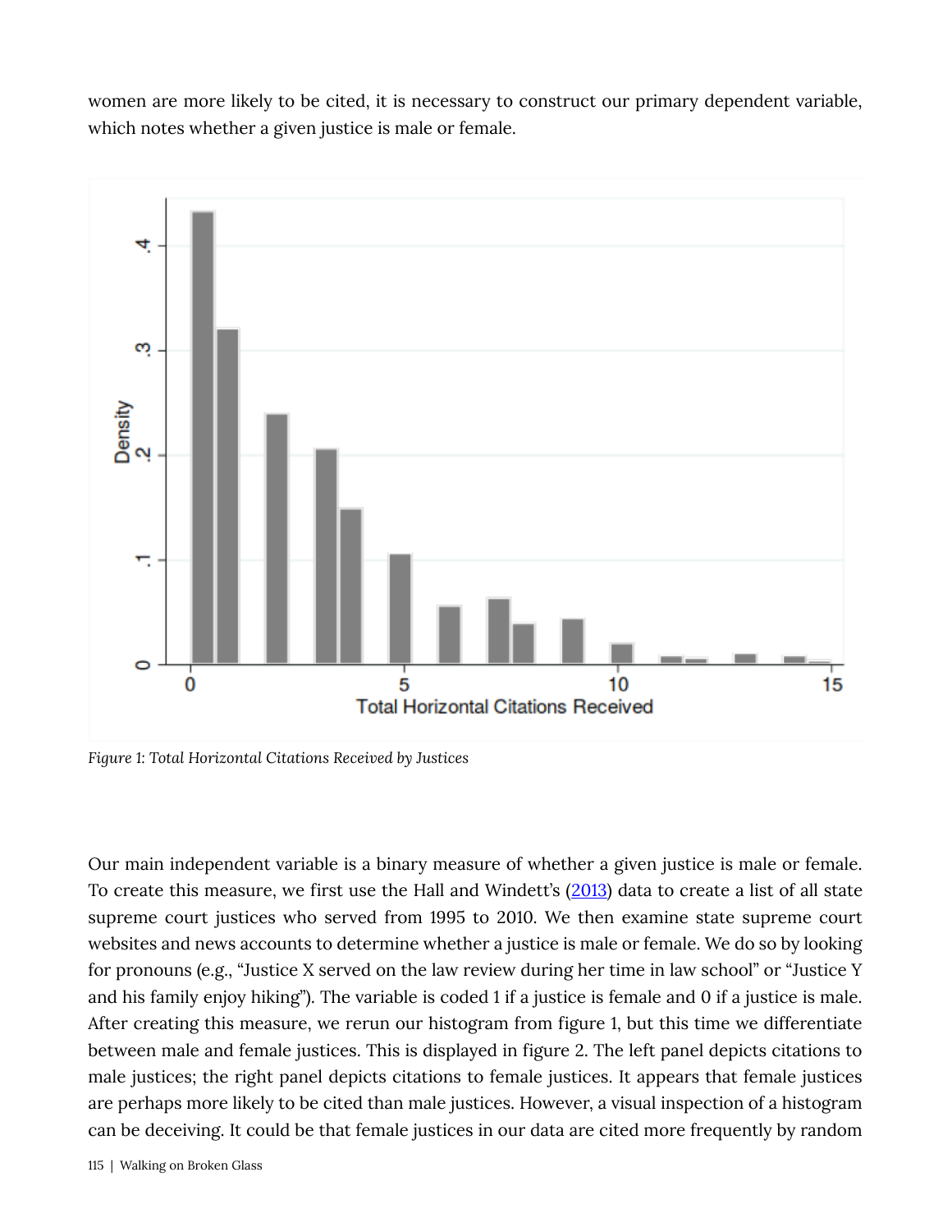women are more likely to be cited, it is necessary to construct our primary dependent variable, which notes whether a given justice is male or female.

*Figure 1: Total Horizontal Citations Received by Justices*

Our main independent variable is a binary measure of whether a given justice is male or female. To create this measure, we first use the Hall and Windett's (2013) data to create a list of all state supreme court justices who served from 1995 to 2010. We then examine state supreme court websites and news accounts to determine whether a justice is male or female. We do so by looking for pronouns (e.g., "Justice X served on the law review during her time in law school" or "Justice Y and his family enjoy hiking"). The variable is coded 1 if a justice is female and 0 if a justice is male. After creating this measure, we rerun our histogram from figure 1, but this time we differentiate between male and female justices. This is displayed in figure 2. The left panel depicts citations to male justices; the right panel depicts citations to female justices. It appears that female justices are perhaps more likely to be cited than male justices. However, a visual inspection of a histogram can be deceiving. It could be that female justices in our data are cited more frequently by random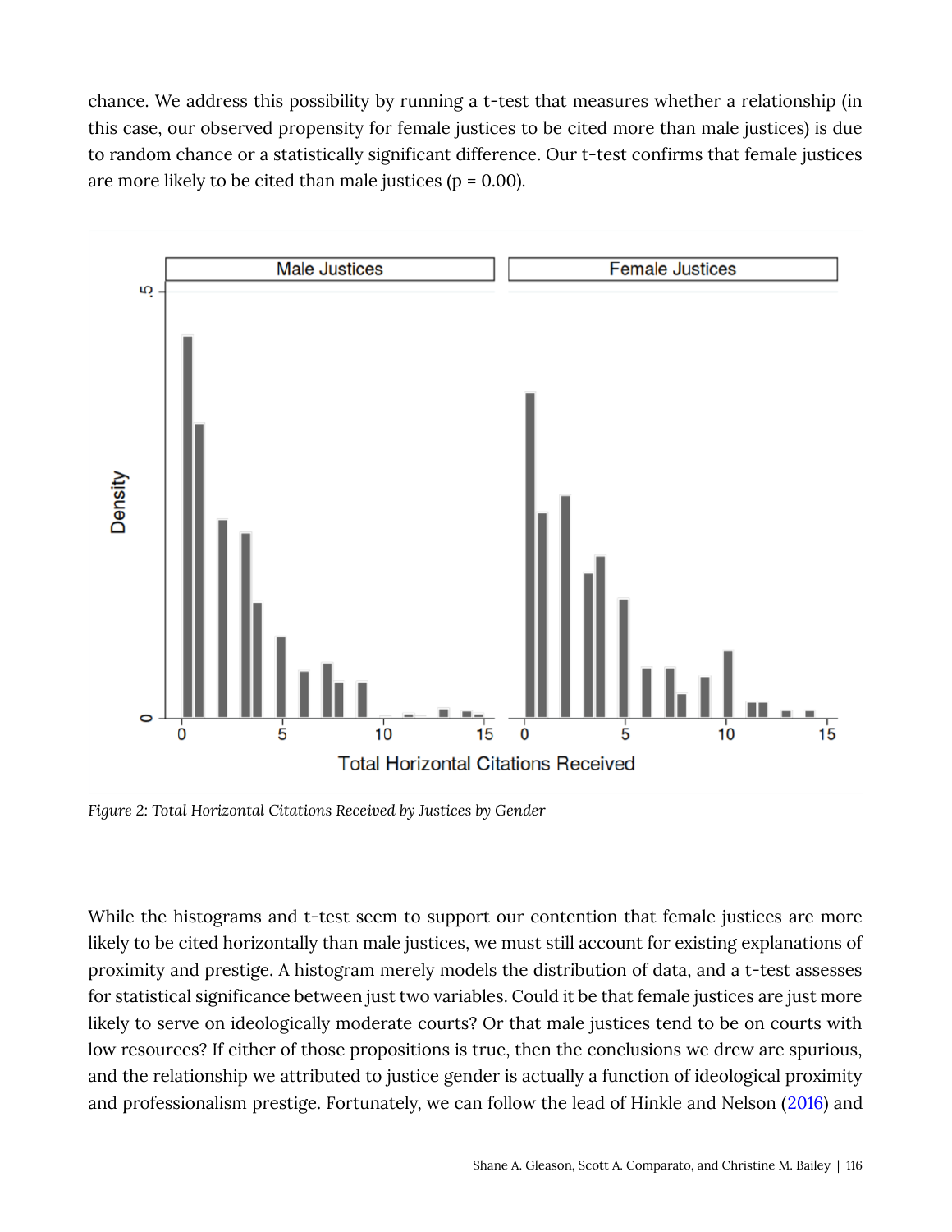chance. We address this possibility by running a t-test that measures whether a relationship (in this case, our observed propensity for female justices to be cited more than male justices) is due to random chance or a statistically significant difference. Our t-test confirms that female justices are more likely to be cited than male justices ($p = 0.00$).

*Figure 2: Total Horizontal Citations Received by Justices by Gender*

While the histograms and t-test seem to support our contention that female justices are more likely to be cited horizontally than male justices, we must still account for existing explanations of proximity and prestige. A histogram merely models the distribution of data, and a t-test assesses for statistical significance between just two variables. Could it be that female justices are just more likely to serve on ideologically moderate courts? Or that male justices tend to be on courts with low resources? If either of those propositions is true, then the conclusions we drew are spurious, and the relationship we attributed to justice gender is actually a function of ideological proximity and professionalism prestige. Fortunately, we can follow the lead of Hinkle and Nelson (2016) and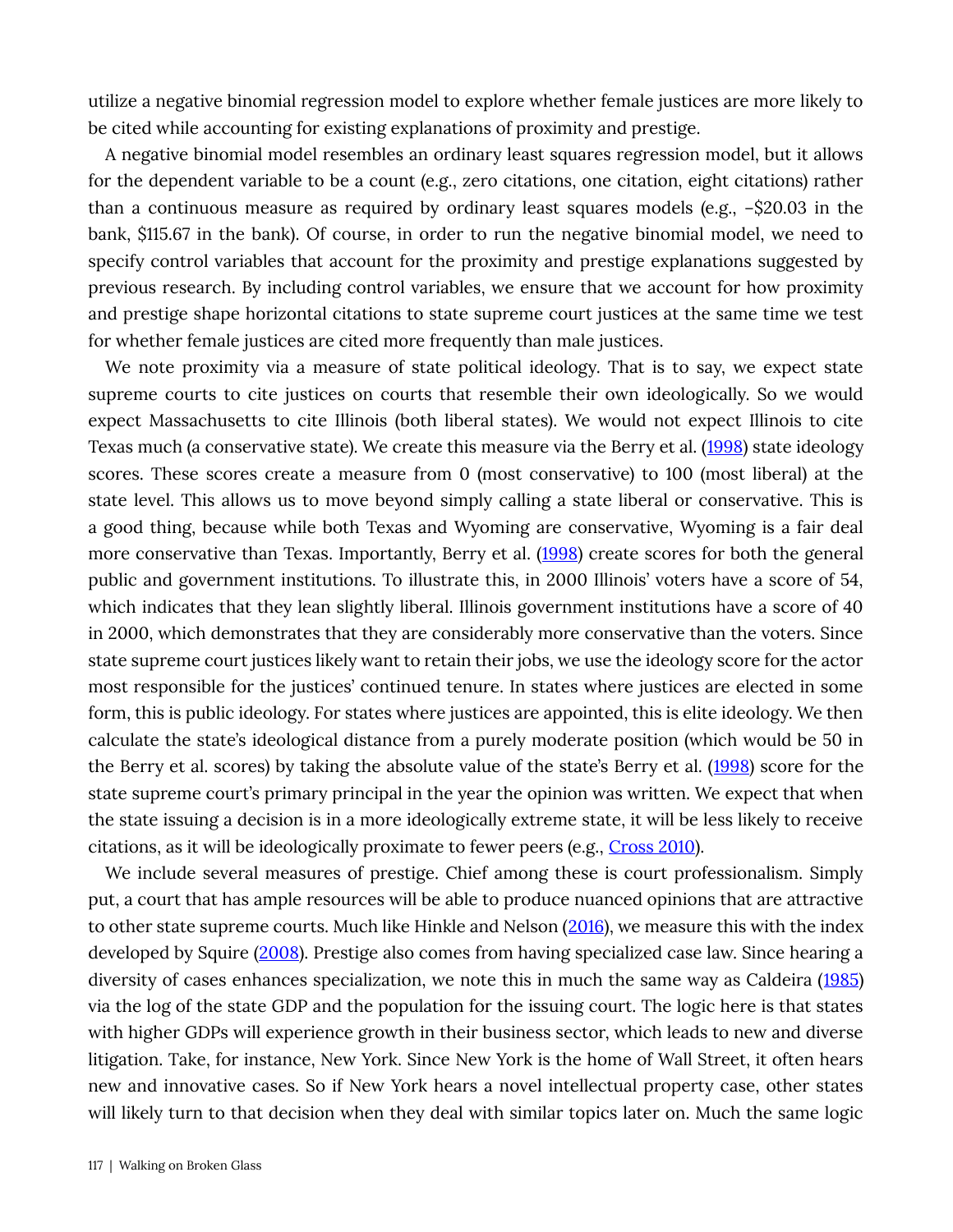utilize a negative binomial regression model to explore whether female justices are more likely to be cited while accounting for existing explanations of proximity and prestige.

A negative binomial model resembles an ordinary least squares regression model, but it allows for the dependent variable to be a count (e.g., zero citations, one citation, eight citations) rather than a continuous measure as required by ordinary least squares models (e.g., –$20.03 in the bank, $115.67 in the bank). Of course, in order to run the negative binomial model, we need to specify control variables that account for the proximity and prestige explanations suggested by previous research. By including control variables, we ensure that we account for how proximity and prestige shape horizontal citations to state supreme court justices at the same time we test for whether female justices are cited more frequently than male justices.

We note proximity via a measure of state political ideology. That is to say, we expect state supreme courts to cite justices on courts that resemble their own ideologically. So we would expect Massachusetts to cite Illinois (both liberal states). We would not expect Illinois to cite Texas much (a conservative state). We create this measure via the Berry et al. (1998) state ideology scores. These scores create a measure from 0 (most conservative) to 100 (most liberal) at the state level. This allows us to move beyond simply calling a state liberal or conservative. This is a good thing, because while both Texas and Wyoming are conservative, Wyoming is a fair deal more conservative than Texas. Importantly, Berry et al. (1998) create scores for both the general public and government institutions. To illustrate this, in 2000 Illinois' voters have a score of 54, which indicates that they lean slightly liberal. Illinois government institutions have a score of 40 in 2000, which demonstrates that they are considerably more conservative than the voters. Since state supreme court justices likely want to retain their jobs, we use the ideology score for the actor most responsible for the justices' continued tenure. In states where justices are elected in some form, this is public ideology. For states where justices are appointed, this is elite ideology. We then calculate the state's ideological distance from a purely moderate position (which would be 50 in the Berry et al. scores) by taking the absolute value of the state's Berry et al. (1998) score for the state supreme court's primary principal in the year the opinion was written. We expect that when the state issuing a decision is in a more ideologically extreme state, it will be less likely to receive citations, as it will be ideologically proximate to fewer peers (e.g., Cross 2010).

We include several measures of prestige. Chief among these is court professionalism. Simply put, a court that has ample resources will be able to produce nuanced opinions that are attractive to other state supreme courts. Much like Hinkle and Nelson (2016), we measure this with the index developed by Squire (2008). Prestige also comes from having specialized case law. Since hearing a diversity of cases enhances specialization, we note this in much the same way as Caldeira (1985) via the log of the state GDP and the population for the issuing court. The logic here is that states with higher GDPs will experience growth in their business sector, which leads to new and diverse litigation. Take, for instance, New York. Since New York is the home of Wall Street, it often hears new and innovative cases. So if New York hears a novel intellectual property case, other states will likely turn to that decision when they deal with similar topics later on. Much the same logic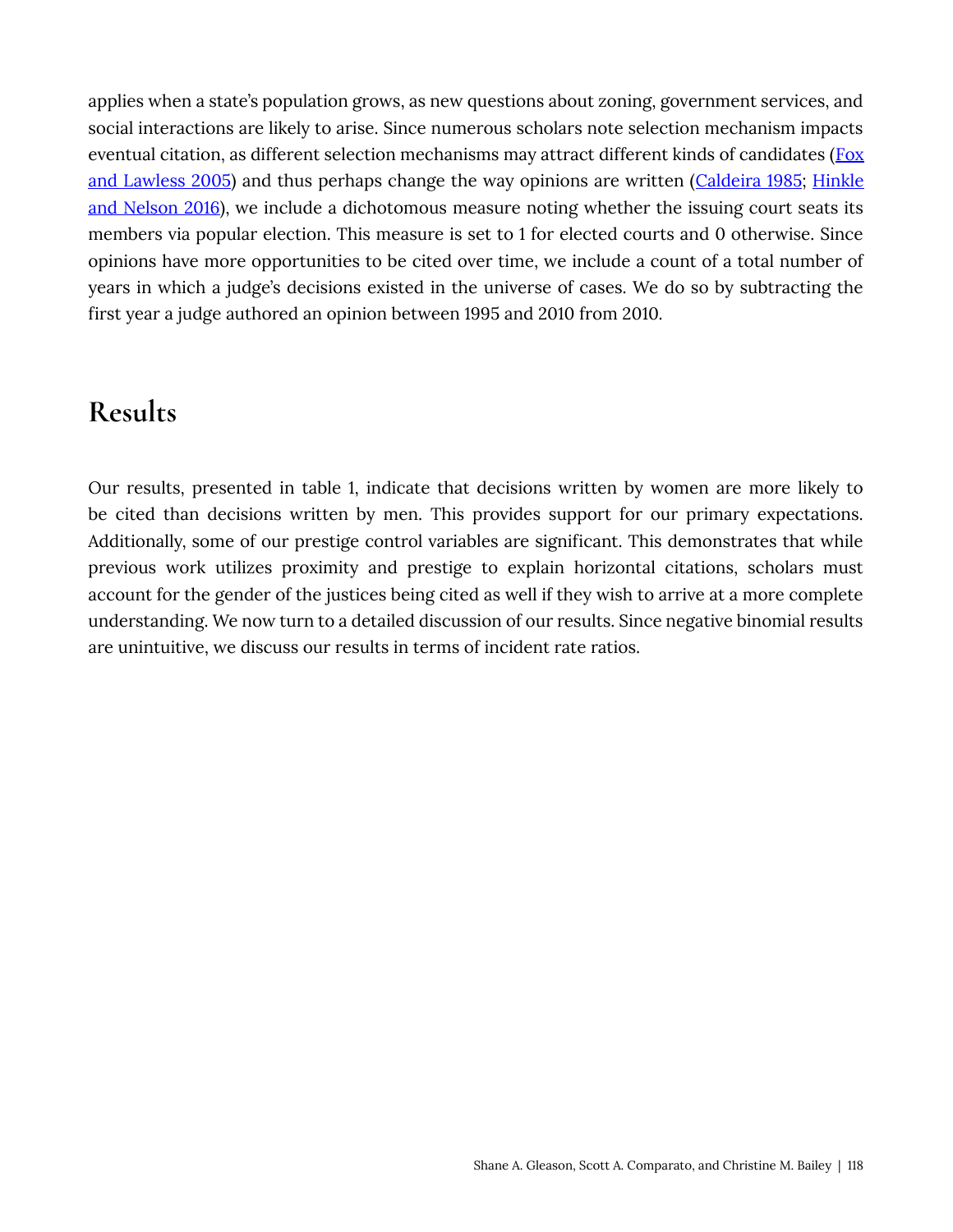applies when a state's population grows, as new questions about zoning, government services, and social interactions are likely to arise. Since numerous scholars note selection mechanism impacts eventual citation, as different selection mechanisms may attract different kinds of candidates (Fox and Lawless 2005) and thus perhaps change the way opinions are written (Caldeira 1985; Hinkle and Nelson 2016), we include a dichotomous measure noting whether the issuing court seats its members via popular election. This measure is set to 1 for elected courts and 0 otherwise. Since opinions have more opportunities to be cited over time, we include a count of a total number of years in which a judge's decisions existed in the universe of cases. We do so by subtracting the first year a judge authored an opinion between 1995 and 2010 from 2010.

## Results

Our results, presented in table 1, indicate that decisions written by women are more likely to be cited than decisions written by men. This provides support for our primary expectations. Additionally, some of our prestige control variables are significant. This demonstrates that while previous work utilizes proximity and prestige to explain horizontal citations, scholars must account for the gender of the justices being cited as well if they wish to arrive at a more complete understanding. We now turn to a detailed discussion of our results. Since negative binomial results are unintuitive, we discuss our results in terms of incident rate ratios.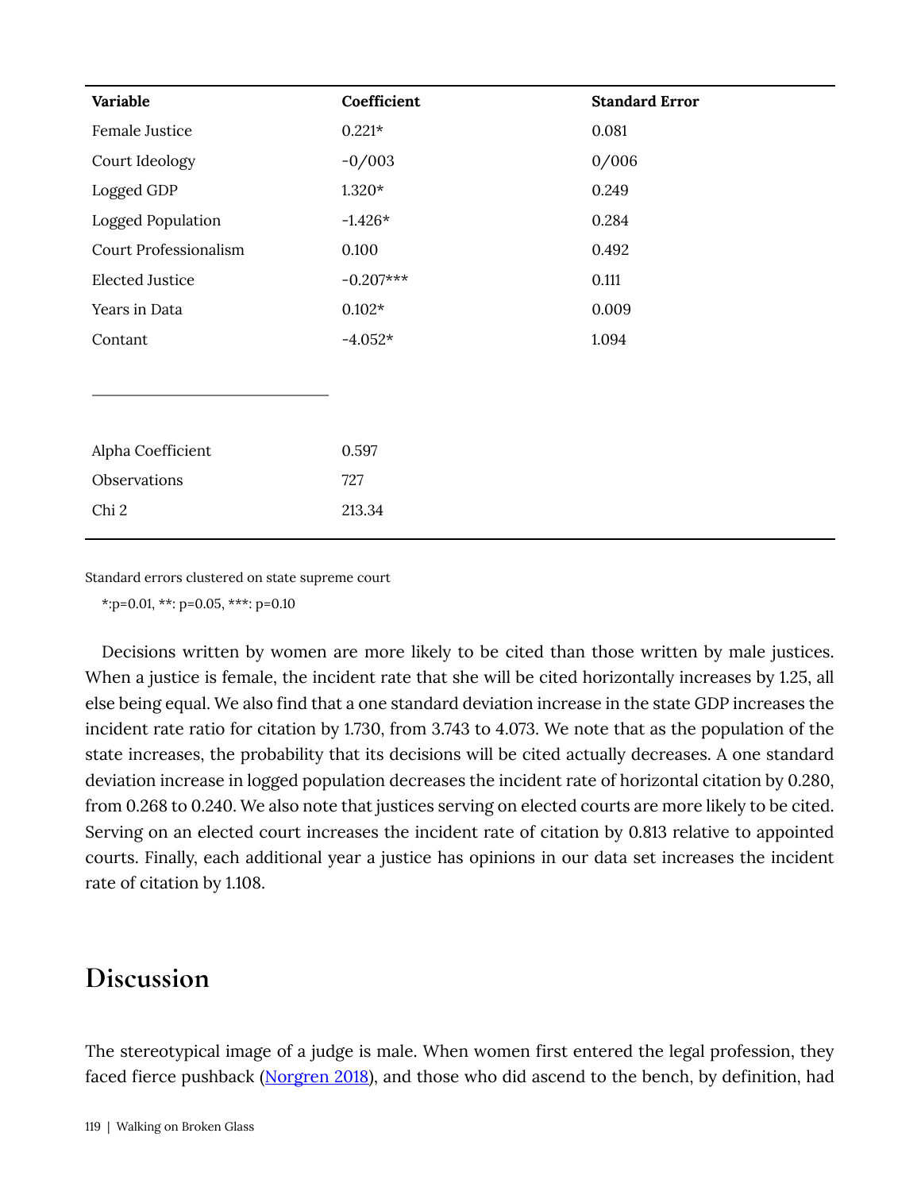| Variable | Coefficient | Standard Error |
| --- | --- | --- |
| Female Justice | 0.221* | 0.081 |
| Court Ideology | -0/003 | 0/006 |
| Logged GDP | 1.320* | 0.249 |
| Logged Population | -1.426* | 0.284 |
| Court Professionalism | 0.100 | 0.492 |
| Elected Justice | -0.207*** | 0.111 |
| Years in Data | 0.102* | 0.009 |
| Contant | -4.052* | 1.094 |
| | | |
| Alpha Coefficient | 0.597 | |
| Observations | 727 | |
| Chi 2 | 213.34 | |

Standard errors clustered on state supreme court

*:p=0.01, **: p=0.05, ***: p=0.10

Decisions written by women are more likely to be cited than those written by male justices. When a justice is female, the incident rate that she will be cited horizontally increases by 1.25, all else being equal. We also find that a one standard deviation increase in the state GDP increases the incident rate ratio for citation by 1.730, from 3.743 to 4.073. We note that as the population of the state increases, the probability that its decisions will be cited actually decreases. A one standard deviation increase in logged population decreases the incident rate of horizontal citation by 0.280, from 0.268 to 0.240. We also note that justices serving on elected courts are more likely to be cited. Serving on an elected court increases the incident rate of citation by 0.813 relative to appointed courts. Finally, each additional year a justice has opinions in our data set increases the incident rate of citation by 1.108.

## Discussion

The stereotypical image of a judge is male. When women first entered the legal profession, they faced fierce pushback (Norgren 2018), and those who did ascend to the bench, by definition, had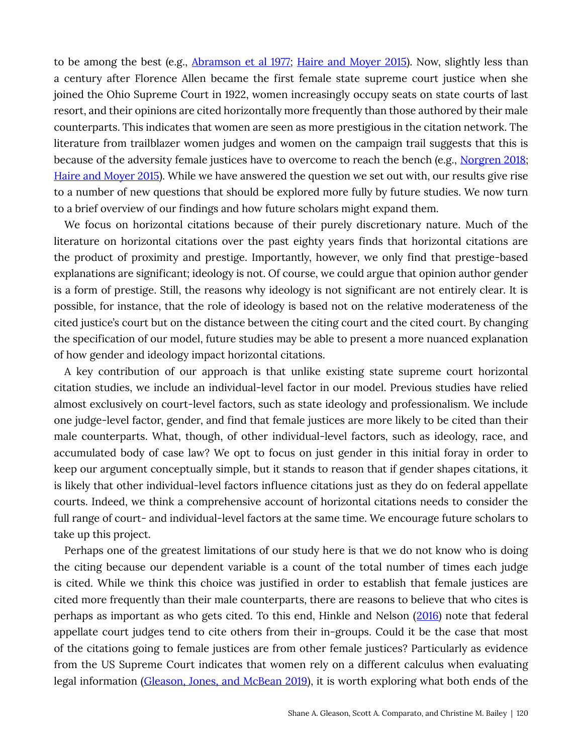to be among the best (e.g., Abramson et al 1977; Haire and Moyer 2015). Now, slightly less than a century after Florence Allen became the first female state supreme court justice when she joined the Ohio Supreme Court in 1922, women increasingly occupy seats on state courts of last resort, and their opinions are cited horizontally more frequently than those authored by their male counterparts. This indicates that women are seen as more prestigious in the citation network. The literature from trailblazer women judges and women on the campaign trail suggests that this is because of the adversity female justices have to overcome to reach the bench (e.g., Norgren 2018; Haire and Moyer 2015). While we have answered the question we set out with, our results give rise to a number of new questions that should be explored more fully by future studies. We now turn to a brief overview of our findings and how future scholars might expand them.

We focus on horizontal citations because of their purely discretionary nature. Much of the literature on horizontal citations over the past eighty years finds that horizontal citations are the product of proximity and prestige. Importantly, however, we only find that prestige-based explanations are significant; ideology is not. Of course, we could argue that opinion author gender is a form of prestige. Still, the reasons why ideology is not significant are not entirely clear. It is possible, for instance, that the role of ideology is based not on the relative moderateness of the cited justice's court but on the distance between the citing court and the cited court. By changing the specification of our model, future studies may be able to present a more nuanced explanation of how gender and ideology impact horizontal citations.

A key contribution of our approach is that unlike existing state supreme court horizontal citation studies, we include an individual-level factor in our model. Previous studies have relied almost exclusively on court-level factors, such as state ideology and professionalism. We include one judge-level factor, gender, and find that female justices are more likely to be cited than their male counterparts. What, though, of other individual-level factors, such as ideology, race, and accumulated body of case law? We opt to focus on just gender in this initial foray in order to keep our argument conceptually simple, but it stands to reason that if gender shapes citations, it is likely that other individual-level factors influence citations just as they do on federal appellate courts. Indeed, we think a comprehensive account of horizontal citations needs to consider the full range of court- and individual-level factors at the same time. We encourage future scholars to take up this project.

Perhaps one of the greatest limitations of our study here is that we do not know who is doing the citing because our dependent variable is a count of the total number of times each judge is cited. While we think this choice was justified in order to establish that female justices are cited more frequently than their male counterparts, there are reasons to believe that who cites is perhaps as important as who gets cited. To this end, Hinkle and Nelson (2016) note that federal appellate court judges tend to cite others from their in-groups. Could it be the case that most of the citations going to female justices are from other female justices? Particularly as evidence from the US Supreme Court indicates that women rely on a different calculus when evaluating legal information (Gleason, Jones, and McBean 2019), it is worth exploring what both ends of the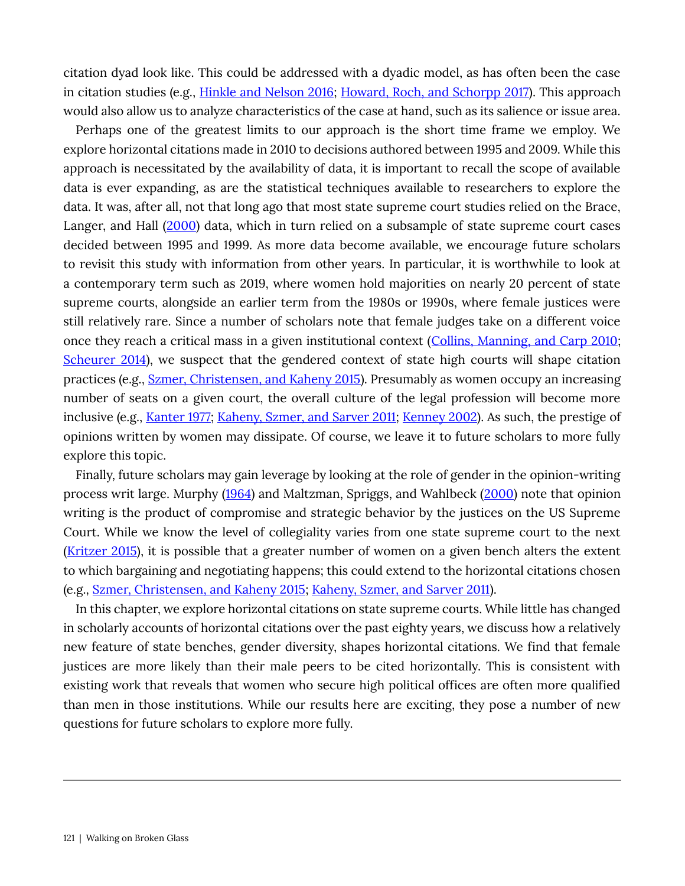citation dyad look like. This could be addressed with a dyadic model, as has often been the case in citation studies (e.g., Hinkle and Nelson 2016; Howard, Roch, and Schorpp 2017). This approach would also allow us to analyze characteristics of the case at hand, such as its salience or issue area.

Perhaps one of the greatest limits to our approach is the short time frame we employ. We explore horizontal citations made in 2010 to decisions authored between 1995 and 2009. While this approach is necessitated by the availability of data, it is important to recall the scope of available data is ever expanding, as are the statistical techniques available to researchers to explore the data. It was, after all, not that long ago that most state supreme court studies relied on the Brace, Langer, and Hall (2000) data, which in turn relied on a subsample of state supreme court cases decided between 1995 and 1999. As more data become available, we encourage future scholars to revisit this study with information from other years. In particular, it is worthwhile to look at a contemporary term such as 2019, where women hold majorities on nearly 20 percent of state supreme courts, alongside an earlier term from the 1980s or 1990s, where female justices were still relatively rare. Since a number of scholars note that female judges take on a different voice once they reach a critical mass in a given institutional context (Collins, Manning, and Carp 2010; Scheurer 2014), we suspect that the gendered context of state high courts will shape citation practices (e.g., Szmer, Christensen, and Kaheny 2015). Presumably as women occupy an increasing number of seats on a given court, the overall culture of the legal profession will become more inclusive (e.g., Kanter 1977; Kaheny, Szmer, and Sarver 2011; Kenney 2002). As such, the prestige of opinions written by women may dissipate. Of course, we leave it to future scholars to more fully explore this topic.

Finally, future scholars may gain leverage by looking at the role of gender in the opinion-writing process writ large. Murphy (1964) and Maltzman, Spriggs, and Wahlbeck (2000) note that opinion writing is the product of compromise and strategic behavior by the justices on the US Supreme Court. While we know the level of collegiality varies from one state supreme court to the next (Kritzer 2015), it is possible that a greater number of women on a given bench alters the extent to which bargaining and negotiating happens; this could extend to the horizontal citations chosen (e.g., Szmer, Christensen, and Kaheny 2015; Kaheny, Szmer, and Sarver 2011).

In this chapter, we explore horizontal citations on state supreme courts. While little has changed in scholarly accounts of horizontal citations over the past eighty years, we discuss how a relatively new feature of state benches, gender diversity, shapes horizontal citations. We find that female justices are more likely than their male peers to be cited horizontally. This is consistent with existing work that reveals that women who secure high political offices are often more qualified than men in those institutions. While our results here are exciting, they pose a number of new questions for future scholars to explore more fully.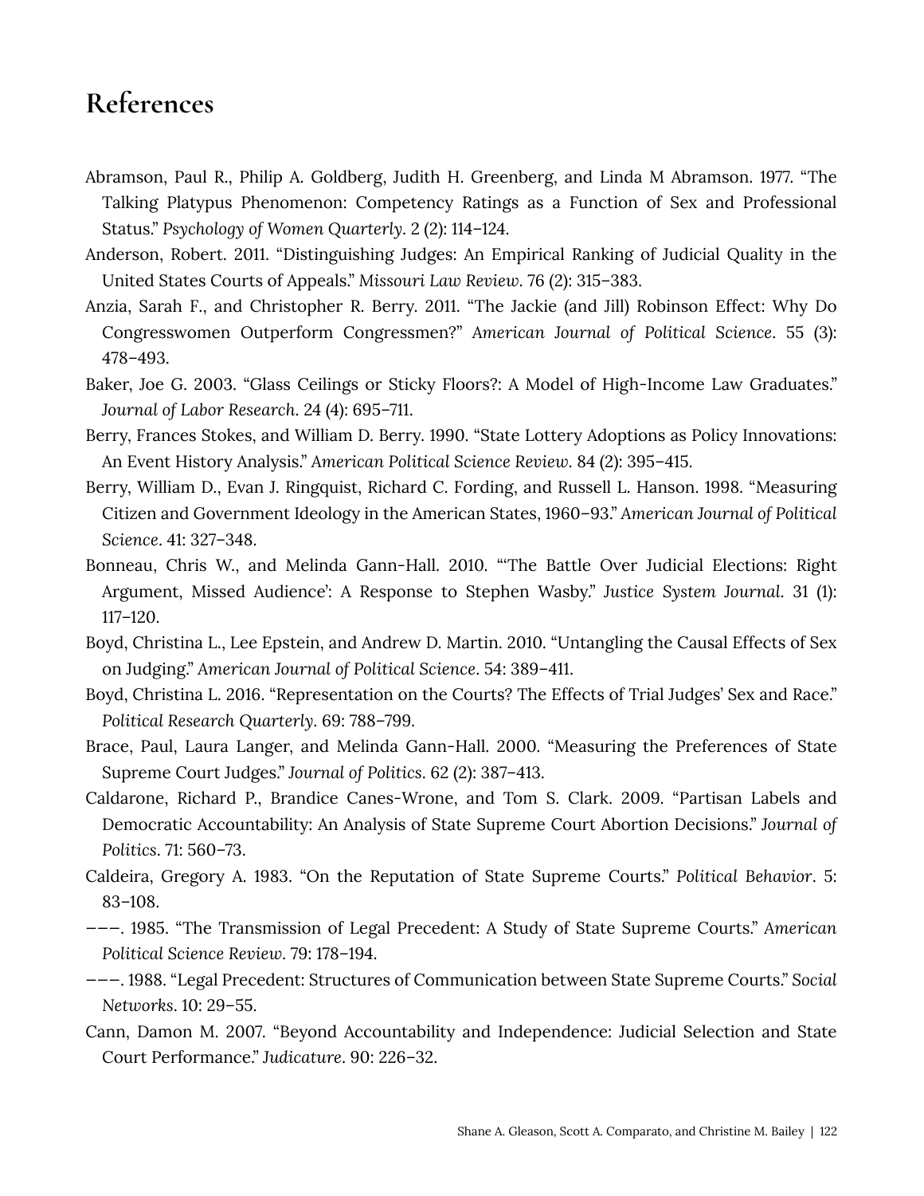# References

Abramson, Paul R., Philip A. Goldberg, Judith H. Greenberg, and Linda M Abramson. 1977. "The Talking Platypus Phenomenon: Competency Ratings as a Function of Sex and Professional Status." *Psychology of Women Quarterly*. 2 (2): 114–124.

Anderson, Robert. 2011. "Distinguishing Judges: An Empirical Ranking of Judicial Quality in the United States Courts of Appeals." *Missouri Law Review*. 76 (2): 315–383.

Anzia, Sarah F., and Christopher R. Berry. 2011. "The Jackie (and Jill) Robinson Effect: Why Do Congresswomen Outperform Congressmen?" *American Journal of Political Science*. 55 (3): 478–493.

Baker, Joe G. 2003. "Glass Ceilings or Sticky Floors?: A Model of High-Income Law Graduates." *Journal of Labor Research*. 24 (4): 695–711.

Berry, Frances Stokes, and William D. Berry. 1990. "State Lottery Adoptions as Policy Innovations: An Event History Analysis." *American Political Science Review*. 84 (2): 395–415.

Berry, William D., Evan J. Ringquist, Richard C. Fording, and Russell L. Hanson. 1998. "Measuring Citizen and Government Ideology in the American States, 1960–93." *American Journal of Political Science*. 41: 327–348.

Bonneau, Chris W., and Melinda Gann-Hall. 2010. "'The Battle Over Judicial Elections: Right Argument, Missed Audience': A Response to Stephen Wasby." *Justice System Journal*. 31 (1): 117–120.

Boyd, Christina L., Lee Epstein, and Andrew D. Martin. 2010. "Untangling the Causal Effects of Sex on Judging." *American Journal of Political Science*. 54: 389–411.

Boyd, Christina L. 2016. "Representation on the Courts? The Effects of Trial Judges' Sex and Race." *Political Research Quarterly*. 69: 788–799.

Brace, Paul, Laura Langer, and Melinda Gann-Hall. 2000. "Measuring the Preferences of State Supreme Court Judges." *Journal of Politics*. 62 (2): 387–413.

Caldarone, Richard P., Brandice Canes-Wrone, and Tom S. Clark. 2009. "Partisan Labels and Democratic Accountability: An Analysis of State Supreme Court Abortion Decisions." *Journal of Politics*. 71: 560–73.

Caldeira, Gregory A. 1983. "On the Reputation of State Supreme Courts." *Political Behavior*. 5: 83–108.

———. 1985. "The Transmission of Legal Precedent: A Study of State Supreme Courts." *American Political Science Review*. 79: 178–194.

———. 1988. "Legal Precedent: Structures of Communication between State Supreme Courts." *Social Networks*. 10: 29–55.

Cann, Damon M. 2007. "Beyond Accountability and Independence: Judicial Selection and State Court Performance." *Judicature*. 90: 226–32.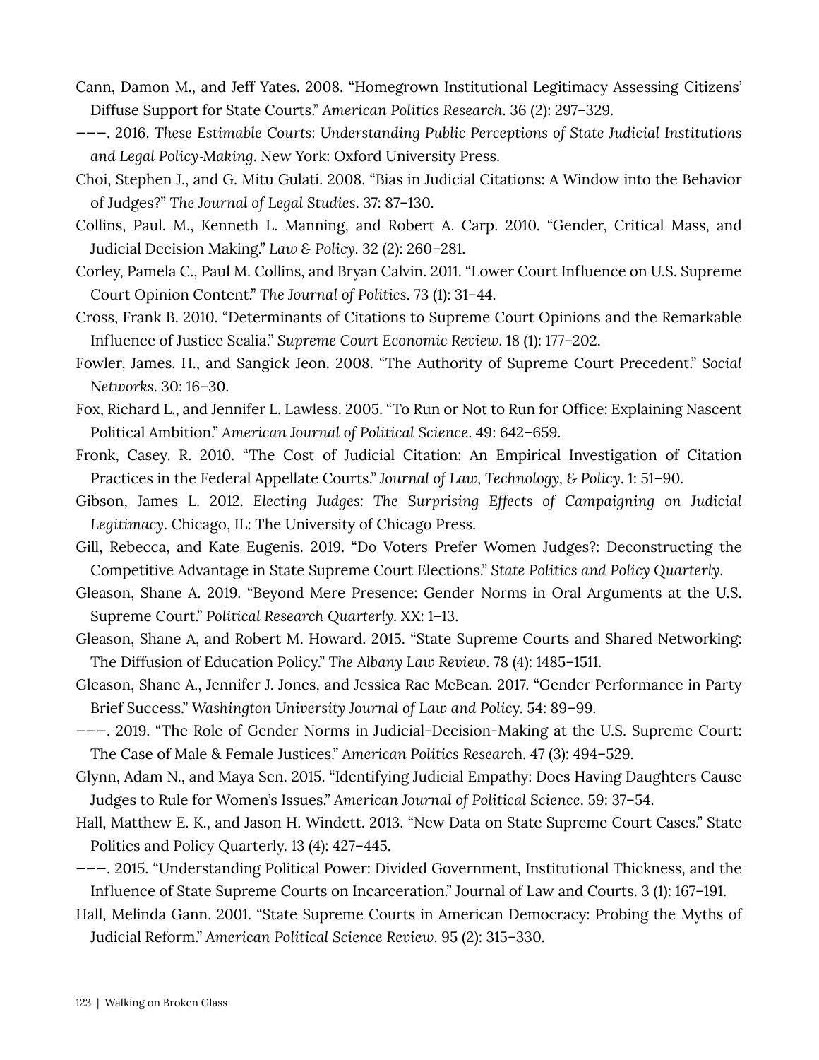Cann, Damon M., and Jeff Yates. 2008. "Homegrown Institutional Legitimacy Assessing Citizens' Diffuse Support for State Courts." *American Politics Research*. 36 (2): 297–329.

———. 2016. *These Estimable Courts: Understanding Public Perceptions of State Judicial Institutions and Legal Policy-Making*. New York: Oxford University Press.

Choi, Stephen J., and G. Mitu Gulati. 2008. "Bias in Judicial Citations: A Window into the Behavior of Judges?" *The Journal of Legal Studies*. 37: 87–130.

Collins, Paul. M., Kenneth L. Manning, and Robert A. Carp. 2010. "Gender, Critical Mass, and Judicial Decision Making." *Law & Policy*. 32 (2): 260–281.

Corley, Pamela C., Paul M. Collins, and Bryan Calvin. 2011. "Lower Court Influence on U.S. Supreme Court Opinion Content." *The Journal of Politics*. 73 (1): 31–44.

Cross, Frank B. 2010. "Determinants of Citations to Supreme Court Opinions and the Remarkable Influence of Justice Scalia." *Supreme Court Economic Review*. 18 (1): 177–202.

Fowler, James. H., and Sangick Jeon. 2008. "The Authority of Supreme Court Precedent." *Social Networks*. 30: 16–30.

Fox, Richard L., and Jennifer L. Lawless. 2005. "To Run or Not to Run for Office: Explaining Nascent Political Ambition." *American Journal of Political Science*. 49: 642–659.

Fronk, Casey. R. 2010. "The Cost of Judicial Citation: An Empirical Investigation of Citation Practices in the Federal Appellate Courts." *Journal of Law, Technology, & Policy*. 1: 51–90.

Gibson, James L. 2012. *Electing Judges: The Surprising Effects of Campaigning on Judicial Legitimacy*. Chicago, IL: The University of Chicago Press.

Gill, Rebecca, and Kate Eugenis. 2019. "Do Voters Prefer Women Judges?: Deconstructing the Competitive Advantage in State Supreme Court Elections." *State Politics and Policy Quarterly*.

Gleason, Shane A. 2019. "Beyond Mere Presence: Gender Norms in Oral Arguments at the U.S. Supreme Court." *Political Research Quarterly*. XX: 1–13.

Gleason, Shane A, and Robert M. Howard. 2015. "State Supreme Courts and Shared Networking: The Diffusion of Education Policy." *The Albany Law Review*. 78 (4): 1485–1511.

Gleason, Shane A., Jennifer J. Jones, and Jessica Rae McBean. 2017. "Gender Performance in Party Brief Success." *Washington University Journal of Law and Policy*. 54: 89–99.

———. 2019. "The Role of Gender Norms in Judicial-Decision-Making at the U.S. Supreme Court: The Case of Male & Female Justices." *American Politics Research*. 47 (3): 494–529.

Glynn, Adam N., and Maya Sen. 2015. "Identifying Judicial Empathy: Does Having Daughters Cause Judges to Rule for Women's Issues." *American Journal of Political Science*. 59: 37–54.

Hall, Matthew E. K., and Jason H. Windett. 2013. "New Data on State Supreme Court Cases." State Politics and Policy Quarterly. 13 (4): 427–445.

———. 2015. "Understanding Political Power: Divided Government, Institutional Thickness, and the Influence of State Supreme Courts on Incarceration." Journal of Law and Courts. 3 (1): 167–191.

Hall, Melinda Gann. 2001. "State Supreme Courts in American Democracy: Probing the Myths of Judicial Reform." *American Political Science Review*. 95 (2): 315–330.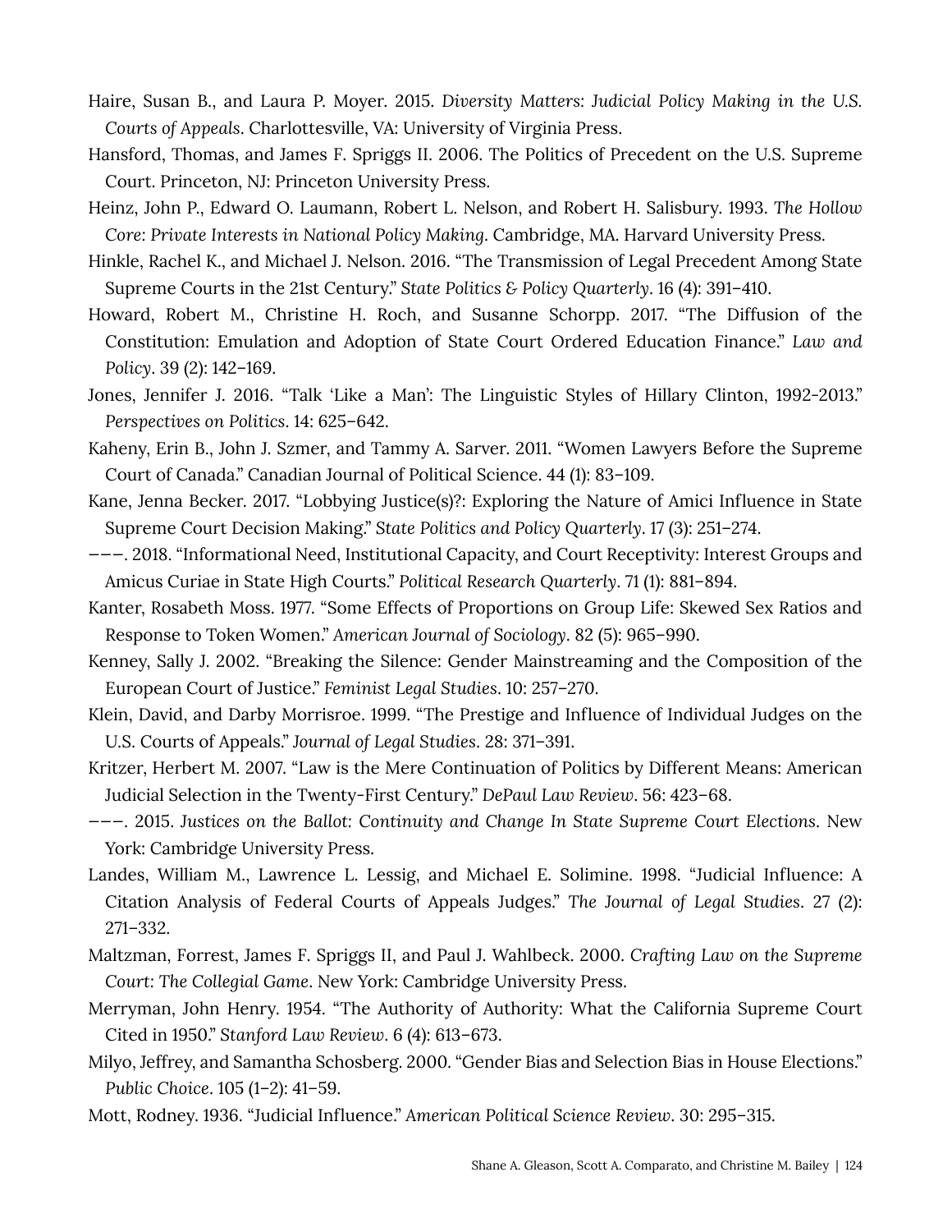Haire, Susan B., and Laura P. Moyer. 2015. *Diversity Matters: Judicial Policy Making in the U.S. Courts of Appeals*. Charlottesville, VA: University of Virginia Press.

Hansford, Thomas, and James F. Spriggs II. 2006. The Politics of Precedent on the U.S. Supreme Court. Princeton, NJ: Princeton University Press.

Heinz, John P., Edward O. Laumann, Robert L. Nelson, and Robert H. Salisbury. 1993. *The Hollow Core: Private Interests in National Policy Making*. Cambridge, MA. Harvard University Press.

Hinkle, Rachel K., and Michael J. Nelson. 2016. "The Transmission of Legal Precedent Among State Supreme Courts in the 21st Century." *State Politics & Policy Quarterly*. 16 (4): 391–410.

Howard, Robert M., Christine H. Roch, and Susanne Schorpp. 2017. "The Diffusion of the Constitution: Emulation and Adoption of State Court Ordered Education Finance." *Law and Policy*. 39 (2): 142–169.

Jones, Jennifer J. 2016. "Talk 'Like a Man': The Linguistic Styles of Hillary Clinton, 1992-2013." *Perspectives on Politics*. 14: 625–642.

Kaheny, Erin B., John J. Szmer, and Tammy A. Sarver. 2011. "Women Lawyers Before the Supreme Court of Canada." Canadian Journal of Political Science. 44 (1): 83–109.

Kane, Jenna Becker. 2017. "Lobbying Justice(s)?: Exploring the Nature of Amici Influence in State Supreme Court Decision Making." *State Politics and Policy Quarterly*. 17 (3): 251–274.

———. 2018. "Informational Need, Institutional Capacity, and Court Receptivity: Interest Groups and Amicus Curiae in State High Courts." *Political Research Quarterly*. 71 (1): 881–894.

Kanter, Rosabeth Moss. 1977. "Some Effects of Proportions on Group Life: Skewed Sex Ratios and Response to Token Women." *American Journal of Sociology*. 82 (5): 965–990.

Kenney, Sally J. 2002. "Breaking the Silence: Gender Mainstreaming and the Composition of the European Court of Justice." *Feminist Legal Studies*. 10: 257–270.

Klein, David, and Darby Morrisroe. 1999. "The Prestige and Influence of Individual Judges on the U.S. Courts of Appeals." *Journal of Legal Studies*. 28: 371–391.

Kritzer, Herbert M. 2007. "Law is the Mere Continuation of Politics by Different Means: American Judicial Selection in the Twenty-First Century." *DePaul Law Review*. 56: 423–68.

———. 2015. *Justices on the Ballot: Continuity and Change In State Supreme Court Elections*. New York: Cambridge University Press.

Landes, William M., Lawrence L. Lessig, and Michael E. Solimine. 1998. "Judicial Influence: A Citation Analysis of Federal Courts of Appeals Judges." *The Journal of Legal Studies*. 27 (2): 271–332.

Maltzman, Forrest, James F. Spriggs II, and Paul J. Wahlbeck. 2000. *Crafting Law on the Supreme Court: The Collegial Game*. New York: Cambridge University Press.

Merryman, John Henry. 1954. "The Authority of Authority: What the California Supreme Court Cited in 1950." *Stanford Law Review*. 6 (4): 613–673.

Milyo, Jeffrey, and Samantha Schosberg. 2000. "Gender Bias and Selection Bias in House Elections." *Public Choice*. 105 (1–2): 41–59.

Mott, Rodney. 1936. "Judicial Influence." *American Political Science Review*. 30: 295–315.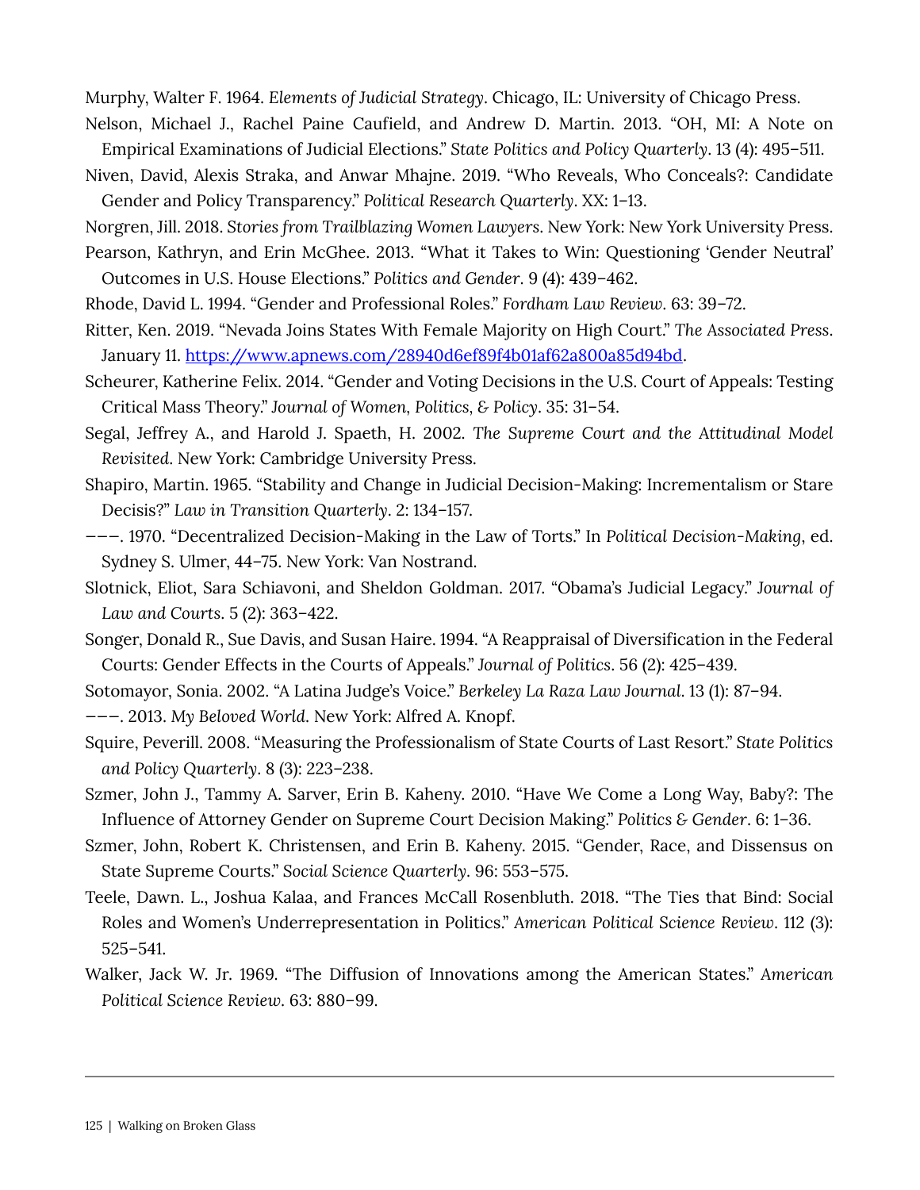Murphy, Walter F. 1964. *Elements of Judicial Strategy*. Chicago, IL: University of Chicago Press.

Nelson, Michael J., Rachel Paine Caufield, and Andrew D. Martin. 2013. "OH, MI: A Note on Empirical Examinations of Judicial Elections." *State Politics and Policy Quarterly*. 13 (4): 495–511.

Niven, David, Alexis Straka, and Anwar Mhajne. 2019. "Who Reveals, Who Conceals?: Candidate Gender and Policy Transparency." *Political Research Quarterly*. XX: 1–13.

Norgren, Jill. 2018. *Stories from Trailblazing Women Lawyers*. New York: New York University Press.

Pearson, Kathryn, and Erin McGhee. 2013. "What it Takes to Win: Questioning 'Gender Neutral' Outcomes in U.S. House Elections." *Politics and Gender*. 9 (4): 439–462.

Rhode, David L. 1994. "Gender and Professional Roles." *Fordham Law Review*. 63: 39–72.

Ritter, Ken. 2019. "Nevada Joins States With Female Majority on High Court." *The Associated Press*. January 11. https://www.apnews.com/28940d6ef89f4b01af62a800a85d94bd.

Scheurer, Katherine Felix. 2014. "Gender and Voting Decisions in the U.S. Court of Appeals: Testing Critical Mass Theory." *Journal of Women, Politics, & Policy*. 35: 31–54.

Segal, Jeffrey A., and Harold J. Spaeth, H. 2002. *The Supreme Court and the Attitudinal Model Revisited*. New York: Cambridge University Press.

Shapiro, Martin. 1965. "Stability and Change in Judicial Decision-Making: Incrementalism or Stare Decisis?" *Law in Transition Quarterly*. 2: 134–157.

–––. 1970. "Decentralized Decision-Making in the Law of Torts." In *Political Decision-Making*, ed. Sydney S. Ulmer, 44–75. New York: Van Nostrand.

Slotnick, Eliot, Sara Schiavoni, and Sheldon Goldman. 2017. "Obama's Judicial Legacy." *Journal of Law and Courts*. 5 (2): 363–422.

Songer, Donald R., Sue Davis, and Susan Haire. 1994. "A Reappraisal of Diversification in the Federal Courts: Gender Effects in the Courts of Appeals." *Journal of Politics*. 56 (2): 425–439.

Sotomayor, Sonia. 2002. "A Latina Judge's Voice." *Berkeley La Raza Law Journal*. 13 (1): 87–94.

–––. 2013. *My Beloved World*. New York: Alfred A. Knopf.

Squire, Peverill. 2008. "Measuring the Professionalism of State Courts of Last Resort." *State Politics and Policy Quarterly*. 8 (3): 223–238.

Szmer, John J., Tammy A. Sarver, Erin B. Kaheny. 2010. "Have We Come a Long Way, Baby?: The Influence of Attorney Gender on Supreme Court Decision Making." *Politics & Gender*. 6: 1–36.

Szmer, John, Robert K. Christensen, and Erin B. Kaheny. 2015. "Gender, Race, and Dissensus on State Supreme Courts." *Social Science Quarterly*. 96: 553–575.

Teele, Dawn. L., Joshua Kalaa, and Frances McCall Rosenbluth. 2018. "The Ties that Bind: Social Roles and Women's Underrepresentation in Politics." *American Political Science Review*. 112 (3): 525–541.

Walker, Jack W. Jr. 1969. "The Diffusion of Innovations among the American States." *American Political Science Review*. 63: 880–99.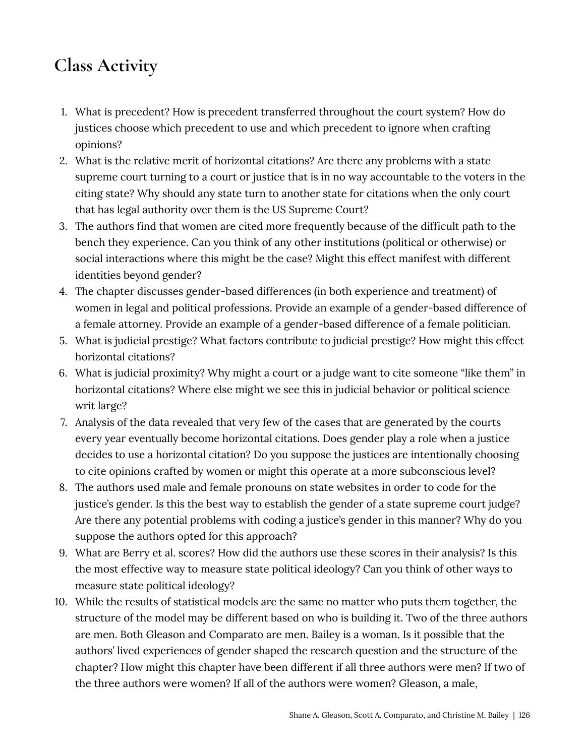## Class Activity

1. What is precedent? How is precedent transferred throughout the court system? How do justices choose which precedent to use and which precedent to ignore when crafting opinions?
2. What is the relative merit of horizontal citations? Are there any problems with a state supreme court turning to a court or justice that is in no way accountable to the voters in the citing state? Why should any state turn to another state for citations when the only court that has legal authority over them is the US Supreme Court?
3. The authors find that women are cited more frequently because of the difficult path to the bench they experience. Can you think of any other institutions (political or otherwise) or social interactions where this might be the case? Might this effect manifest with different identities beyond gender?
4. The chapter discusses gender-based differences (in both experience and treatment) of women in legal and political professions. Provide an example of a gender-based difference of a female attorney. Provide an example of a gender-based difference of a female politician.
5. What is judicial prestige? What factors contribute to judicial prestige? How might this effect horizontal citations?
6. What is judicial proximity? Why might a court or a judge want to cite someone "like them" in horizontal citations? Where else might we see this in judicial behavior or political science writ large?
7. Analysis of the data revealed that very few of the cases that are generated by the courts every year eventually become horizontal citations. Does gender play a role when a justice decides to use a horizontal citation? Do you suppose the justices are intentionally choosing to cite opinions crafted by women or might this operate at a more subconscious level?
8. The authors used male and female pronouns on state websites in order to code for the justice's gender. Is this the best way to establish the gender of a state supreme court judge? Are there any potential problems with coding a justice's gender in this manner? Why do you suppose the authors opted for this approach?
9. What are Berry et al. scores? How did the authors use these scores in their analysis? Is this the most effective way to measure state political ideology? Can you think of other ways to measure state political ideology?
10. While the results of statistical models are the same no matter who puts them together, the structure of the model may be different based on who is building it. Two of the three authors are men. Both Gleason and Comparato are men. Bailey is a woman. Is it possible that the authors' lived experiences of gender shaped the research question and the structure of the chapter? How might this chapter have been different if all three authors were men? If two of the three authors were women? If all of the authors were women? Gleason, a male,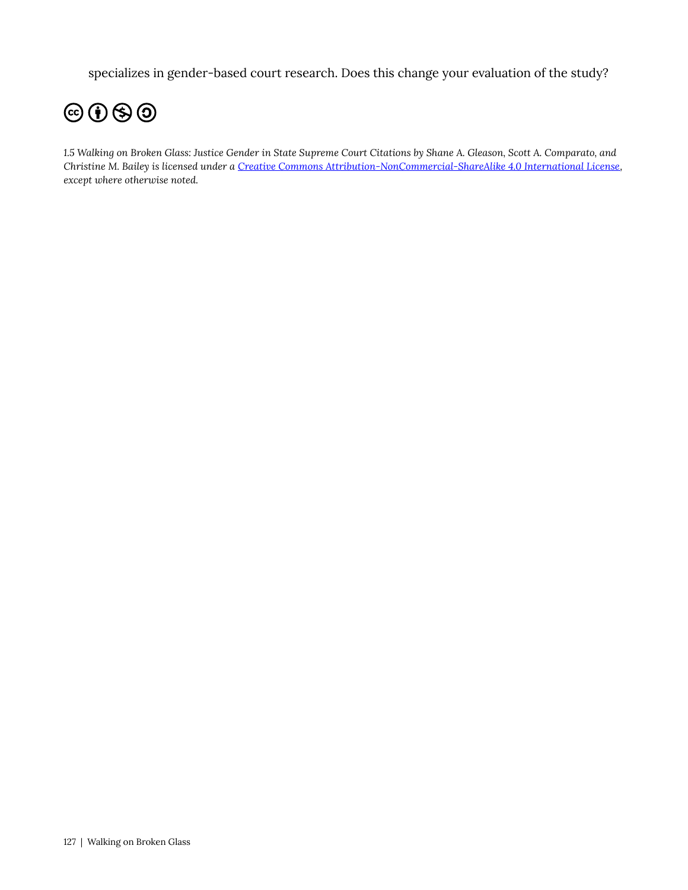specializes in gender-based court research. Does this change your evaluation of the study?

*1.5 Walking on Broken Glass: Justice Gender in State Supreme Court Citations by Shane A. Gleason, Scott A. Comparato, and Christine M. Bailey is licensed under a [Creative Commons Attribution-NonCommercial-ShareAlike 4.0 International License](), except where otherwise noted.*